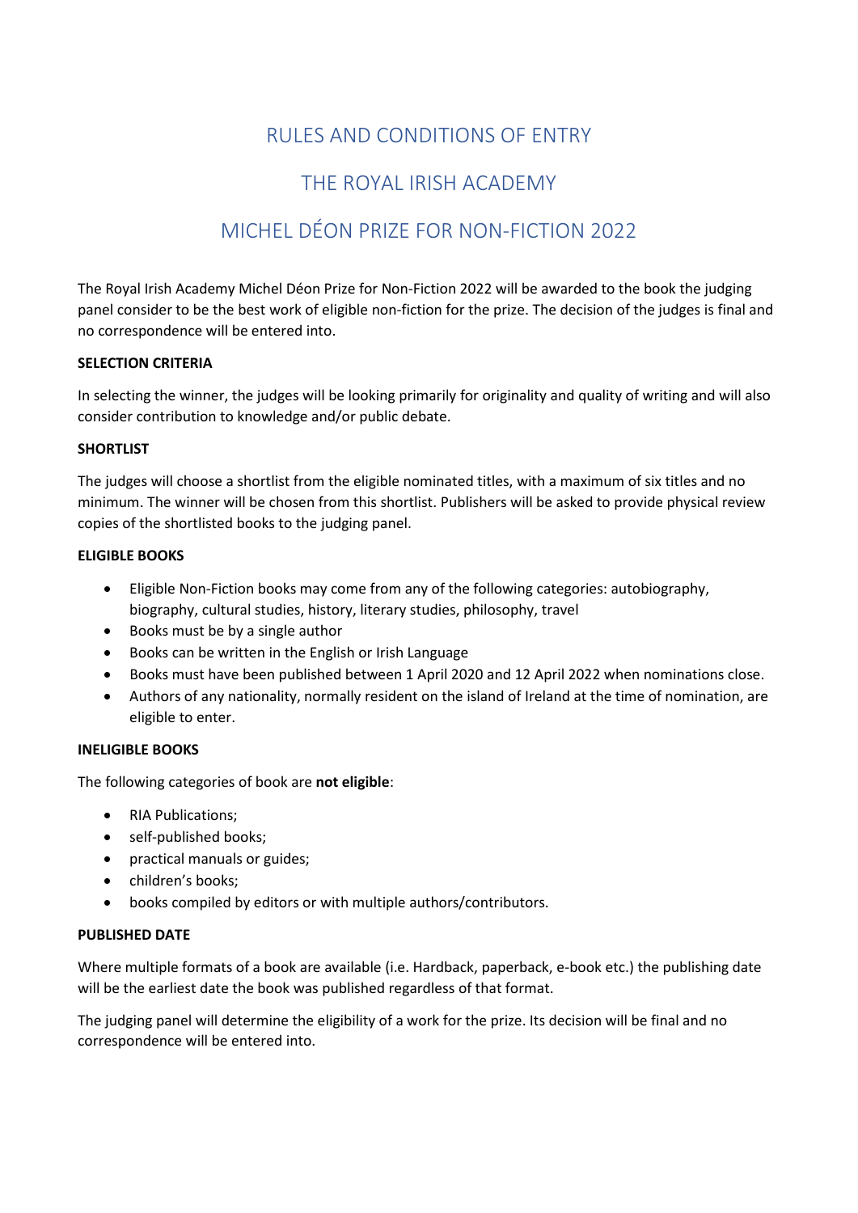# RULES AND CONDITIONS OF ENTRY

# THE ROYAL IRISH ACADEMY

# MICHEL DÉON PRIZE FOR NON-FICTION 2022

The Royal Irish Academy Michel Déon Prize for Non-Fiction 2022 will be awarded to the book the judging panel consider to be the best work of eligible non-fiction for the prize. The decision of the judges is final and no correspondence will be entered into.

**SELECTION CRITERIA**

In selecting the winner, the judges will be looking primarily for originality and quality of writing and will also consider contribution to knowledge and/or public debate.

**SHORTLIST**

The judges will choose a shortlist from the eligible nominated titles, with a maximum of six titles and no minimum. The winner will be chosen from this shortlist. Publishers will be asked to provide physical review copies of the shortlisted books to the judging panel.

**ELIGIBLE BOOKS**

- Eligible Non-Fiction books may come from any of the following categories: autobiography, biography, cultural studies, history, literary studies, philosophy, travel
- Books must be by a single author
- Books can be written in the English or Irish Language
- Books must have been published between 1 April 2020 and 12 April 2022 when nominations close.
- Authors of any nationality, normally resident on the island of Ireland at the time of nomination, are eligible to enter.

**INELIGIBLE BOOKS**

The following categories of book are **not eligible**:

- RIA Publications;
- self-published books;
- practical manuals or guides;
- children's books;
- books compiled by editors or with multiple authors/contributors.

**PUBLISHED DATE**

Where multiple formats of a book are available (i.e. Hardback, paperback, e-book etc.) the publishing date will be the earliest date the book was published regardless of that format.

The judging panel will determine the eligibility of a work for the prize. Its decision will be final and no correspondence will be entered into.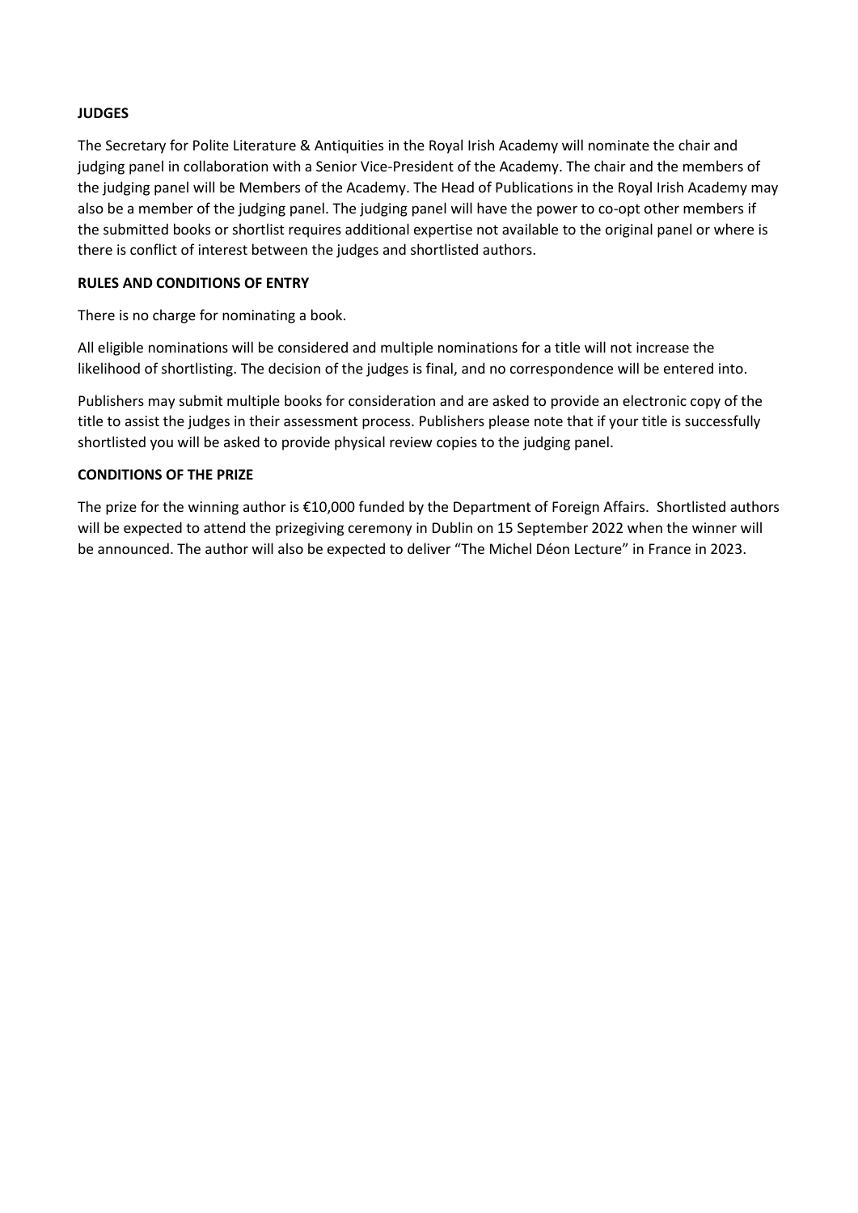**JUDGES**

The Secretary for Polite Literature & Antiquities in the Royal Irish Academy will nominate the chair and judging panel in collaboration with a Senior Vice-President of the Academy. The chair and the members of the judging panel will be Members of the Academy. The Head of Publications in the Royal Irish Academy may also be a member of the judging panel. The judging panel will have the power to co-opt other members if the submitted books or shortlist requires additional expertise not available to the original panel or where is there is conflict of interest between the judges and shortlisted authors.

**RULES AND CONDITIONS OF ENTRY**

There is no charge for nominating a book.

All eligible nominations will be considered and multiple nominations for a title will not increase the likelihood of shortlisting. The decision of the judges is final, and no correspondence will be entered into.

Publishers may submit multiple books for consideration and are asked to provide an electronic copy of the title to assist the judges in their assessment process. Publishers please note that if your title is successfully shortlisted you will be asked to provide physical review copies to the judging panel.

**CONDITIONS OF THE PRIZE**

The prize for the winning author is €10,000 funded by the Department of Foreign Affairs. Shortlisted authors will be expected to attend the prizegiving ceremony in Dublin on 15 September 2022 when the winner will be announced. The author will also be expected to deliver "The Michel Déon Lecture" in France in 2023.